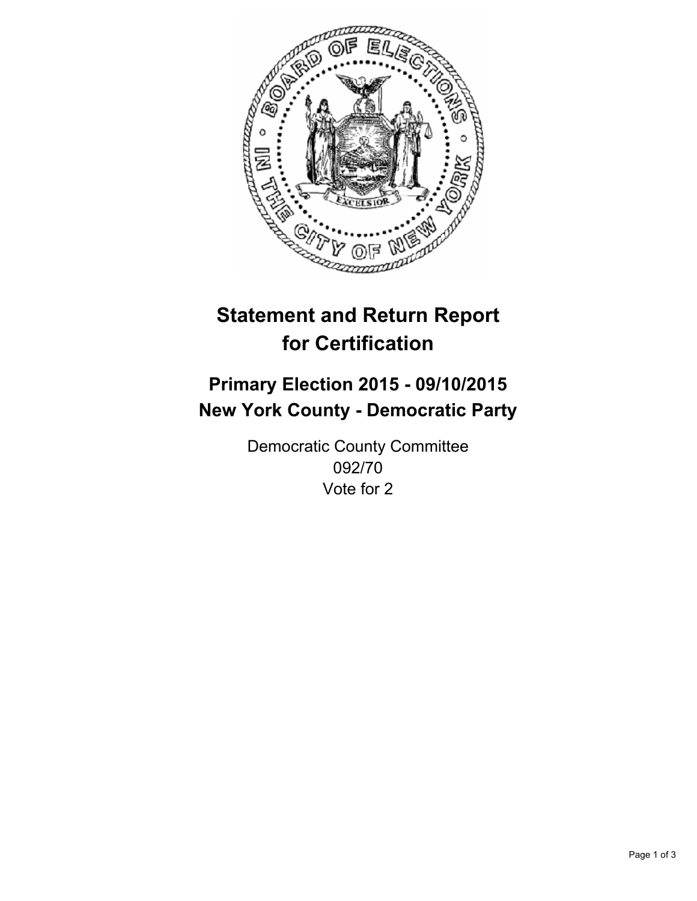# Statement and Return Report for Certification

## Primary Election 2015 - 09/10/2015
## New York County - Democratic Party

Democratic County Committee
092/70
Vote for 2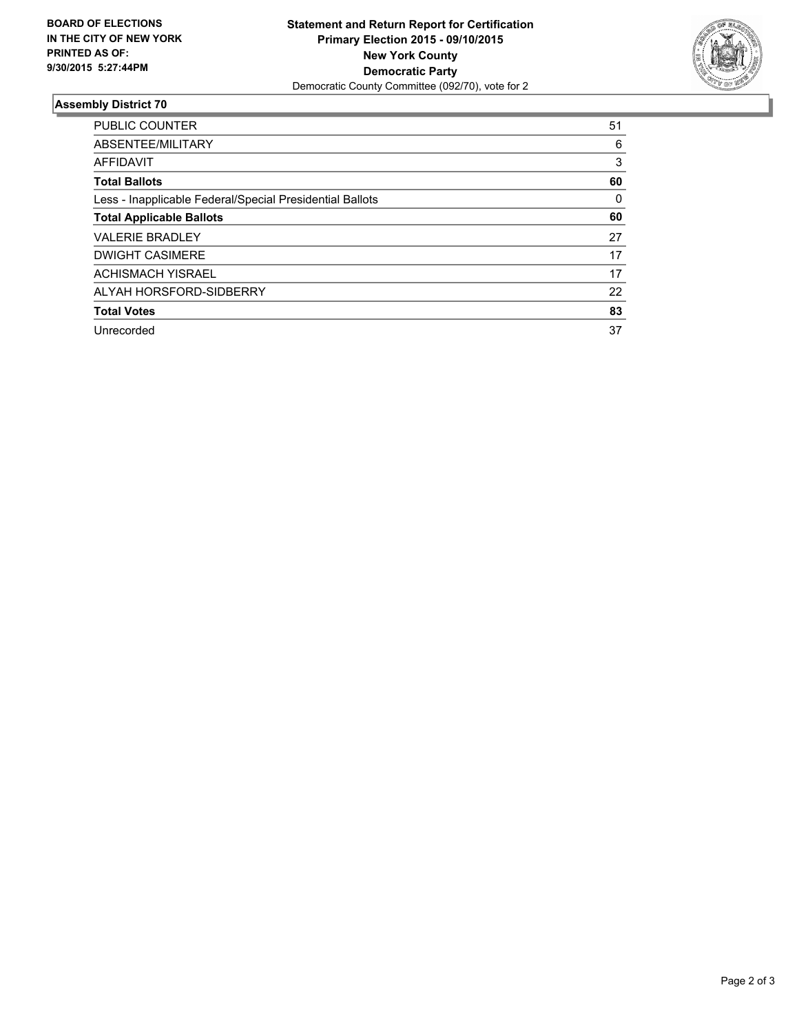**BOARD OF ELECTIONS**
**IN THE CITY OF NEW YORK**
**PRINTED AS OF:**
**9/30/2015 5:27:44PM**

**Statement and Return Report for Certification**
**Primary Election 2015 - 09/10/2015**
**New York County**
**Democratic Party**
Democratic County Committee (092/70), vote for 2

## Assembly District 70

| | |
|---|---|
| PUBLIC COUNTER | 51 |
| ABSENTEE/MILITARY | 6 |
| AFFIDAVIT | 3 |
| **Total Ballots** | **60** |
| Less - Inapplicable Federal/Special Presidential Ballots | 0 |
| **Total Applicable Ballots** | **60** |
| VALERIE BRADLEY | 27 |
| DWIGHT CASIMERE | 17 |
| ACHISMACH YISRAEL | 17 |
| ALYAH HORSFORD-SIDBERRY | 22 |
| **Total Votes** | **83** |
| Unrecorded | 37 |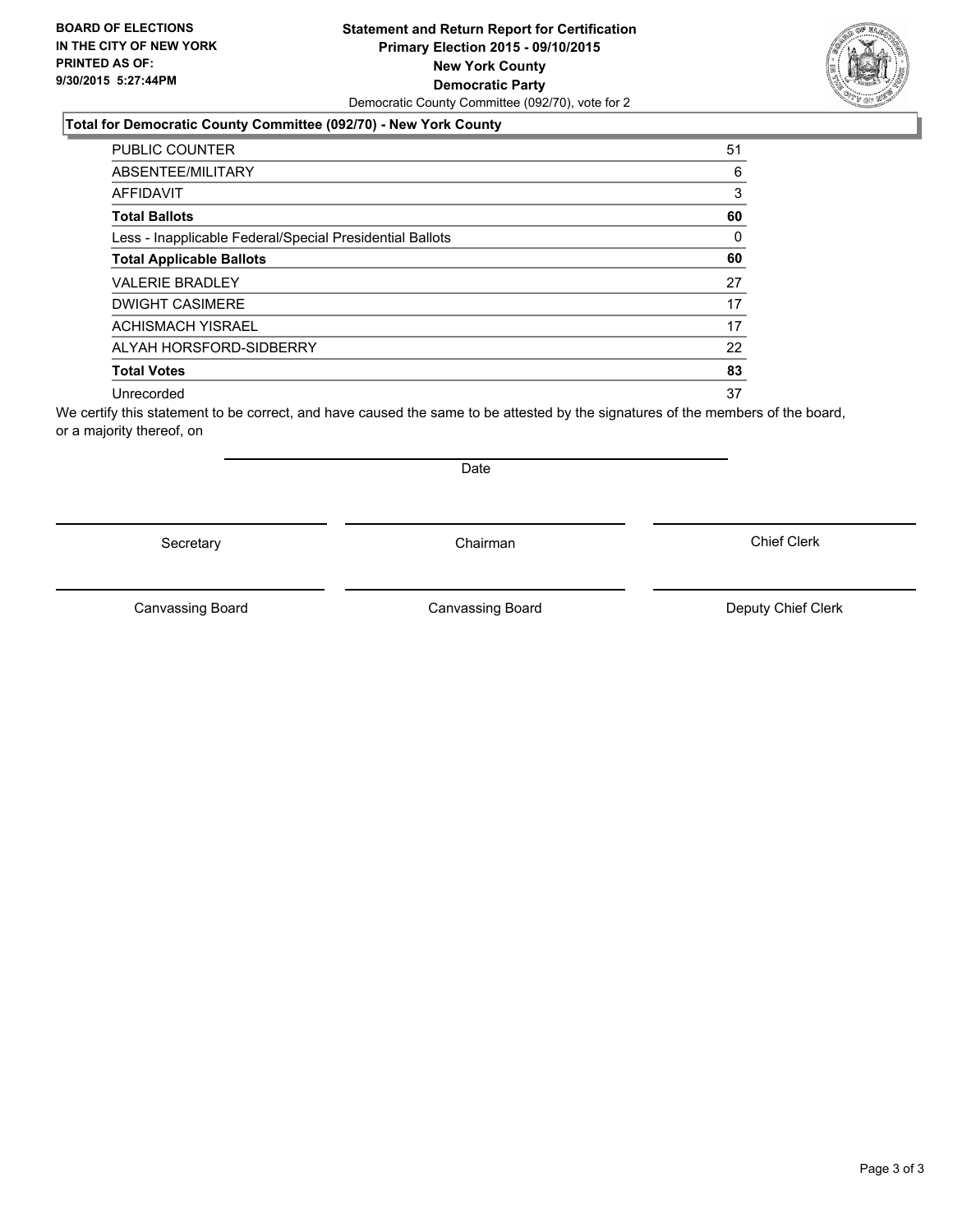**BOARD OF ELECTIONS**
**IN THE CITY OF NEW YORK**
**PRINTED AS OF:**
**9/30/2015 5:27:44PM**

**Statement and Return Report for Certification**
**Primary Election 2015 - 09/10/2015**
**New York County**
**Democratic Party**
Democratic County Committee (092/70), vote for 2

### Total for Democratic County Committee (092/70) - New York County

| | |
|---|---|
| PUBLIC COUNTER | 51 |
| ABSENTEE/MILITARY | 6 |
| AFFIDAVIT | 3 |
| **Total Ballots** | **60** |
| Less - Inapplicable Federal/Special Presidential Ballots | 0 |
| **Total Applicable Ballots** | **60** |
| VALERIE BRADLEY | 27 |
| DWIGHT CASIMERE | 17 |
| ACHISMACH YISRAEL | 17 |
| ALYAH HORSFORD-SIDBERRY | 22 |
| **Total Votes** | **83** |
| Unrecorded | 37 |

We certify this statement to be correct, and have caused the same to be attested by the signatures of the members of the board, or a majority thereof, on

Date

Secretary

Chairman

Chief Clerk

Canvassing Board

Canvassing Board

Deputy Chief Clerk